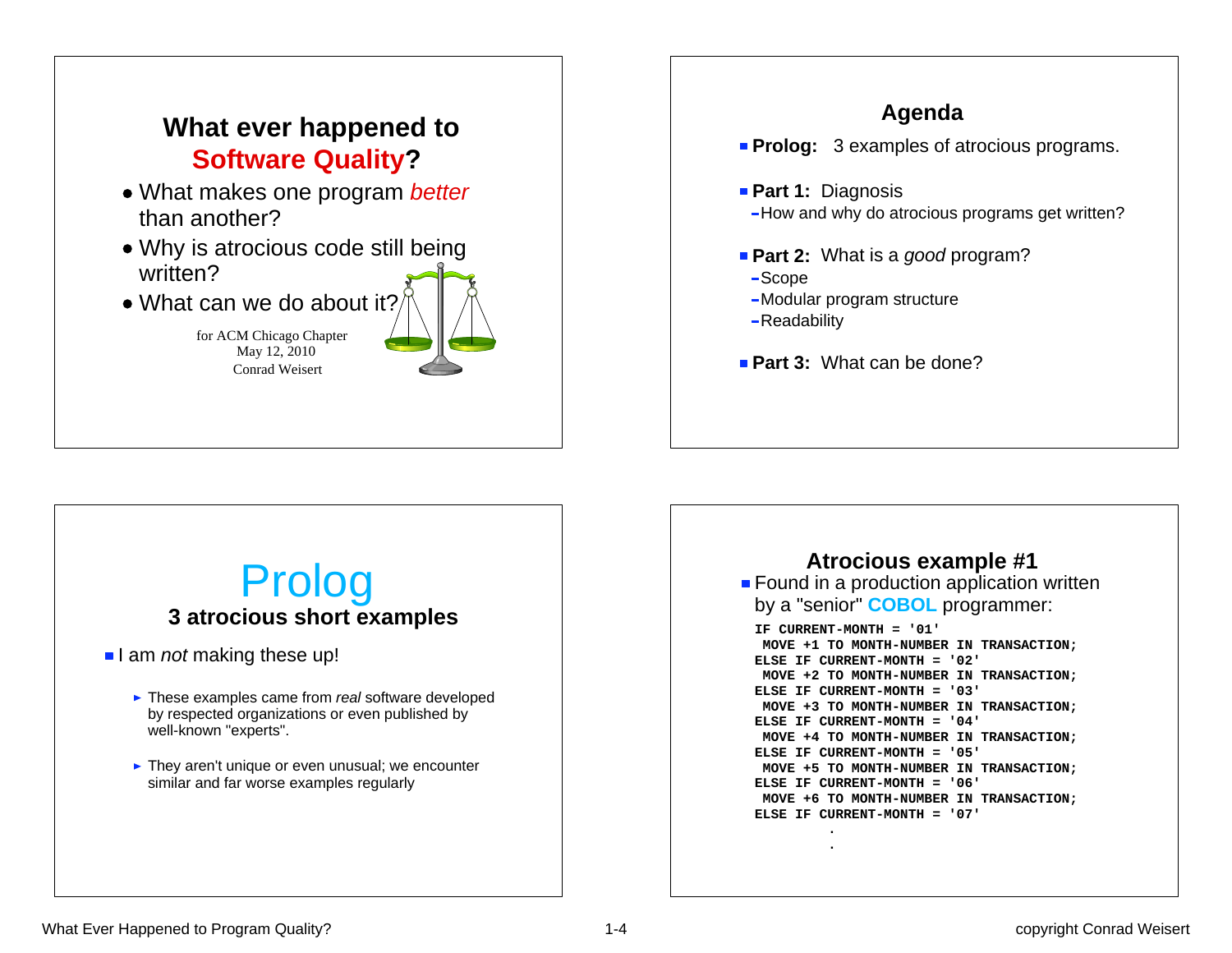# What ever happened to Software Quality?

- What makes one program *better* than another?
- Why is atrocious code still being written?
- What can we do about it?

for ACM Chicago Chapter
May 12, 2010
Conrad Weisert

## Agenda

- **Prolog:** 3 examples of atrocious programs.
- **Part 1:** Diagnosis
  - How and why do atrocious programs get written?
- **Part 2:** What is a *good* program?
  - Scope
  - Modular program structure
  - Readability
- **Part 3:** What can be done?

# Prolog

## 3 atrocious short examples

- I am *not* making these up!
  - These examples came from *real* software developed by respected organizations or even published by well-known "experts".
  - They aren't unique or even unusual; we encounter similar and far worse examples regularly

## Atrocious example #1

- Found in a production application written by a "senior" **COBOL** programmer:

```
IF CURRENT-MONTH = '01'
 MOVE +1 TO MONTH-NUMBER IN TRANSACTION;
ELSE IF CURRENT-MONTH = '02'
 MOVE +2 TO MONTH-NUMBER IN TRANSACTION;
ELSE IF CURRENT-MONTH = '03'
 MOVE +3 TO MONTH-NUMBER IN TRANSACTION;
ELSE IF CURRENT-MONTH = '04'
 MOVE +4 TO MONTH-NUMBER IN TRANSACTION;
ELSE IF CURRENT-MONTH = '05'
 MOVE +5 TO MONTH-NUMBER IN TRANSACTION;
ELSE IF CURRENT-MONTH = '06'
 MOVE +6 TO MONTH-NUMBER IN TRANSACTION;
ELSE IF CURRENT-MONTH = '07'
          .
          .
```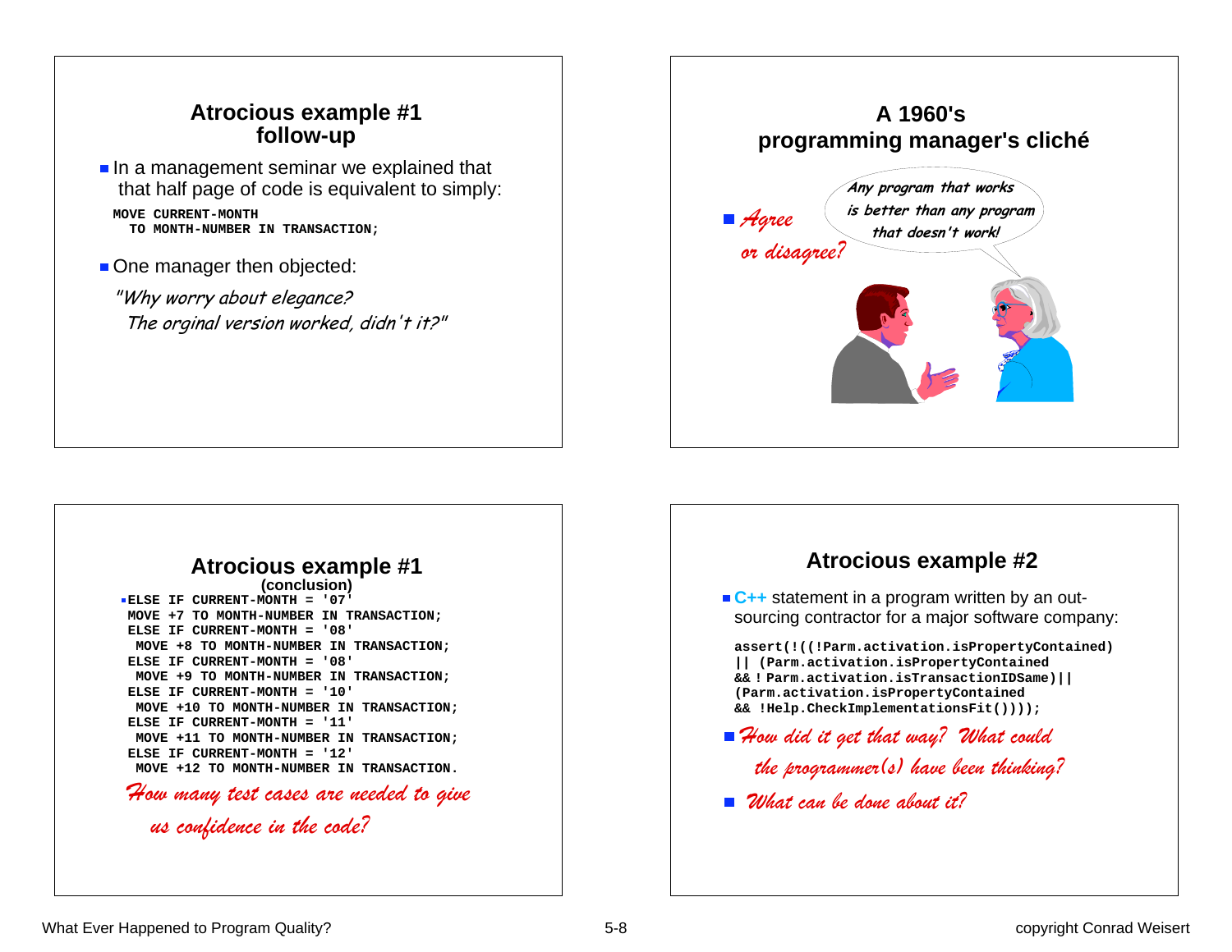## Atrocious example #1 follow-up

- In a management seminar we explained that that half page of code is equivalent to simply:

```
MOVE CURRENT-MONTH
  TO MONTH-NUMBER IN TRANSACTION;
```

- One manager then objected:

*"Why worry about elegance? The orginal version worked, didn't it?"*

## A 1960's programming manager's cliché

*Any program that works is better than any program that doesn't work!*

- *Agree or disagree?*

## Atrocious example #1 (conclusion)

```
ELSE IF CURRENT-MONTH = '07'
 MOVE +7 TO MONTH-NUMBER IN TRANSACTION;
ELSE IF CURRENT-MONTH = '08'
 MOVE +8 TO MONTH-NUMBER IN TRANSACTION;
ELSE IF CURRENT-MONTH = '08'
 MOVE +9 TO MONTH-NUMBER IN TRANSACTION;
ELSE IF CURRENT-MONTH = '10'
 MOVE +10 TO MONTH-NUMBER IN TRANSACTION;
ELSE IF CURRENT-MONTH = '11'
 MOVE +11 TO MONTH-NUMBER IN TRANSACTION;
ELSE IF CURRENT-MONTH = '12'
 MOVE +12 TO MONTH-NUMBER IN TRANSACTION.
```

*How many test cases are needed to give us confidence in the code?*

## Atrocious example #2

- **C++** statement in a program written by an out-sourcing contractor for a major software company:

```
assert(!((!Parm.activation.isPropertyContained)
|| (Parm.activation.isPropertyContained
&& ! Parm.activation.isTransactionIDSame)||
(Parm.activation.isPropertyContained
&& !Help.CheckImplementationsFit())));
```

- *How did it get that way? What could the programmer(s) have been thinking?*
- *What can be done about it?*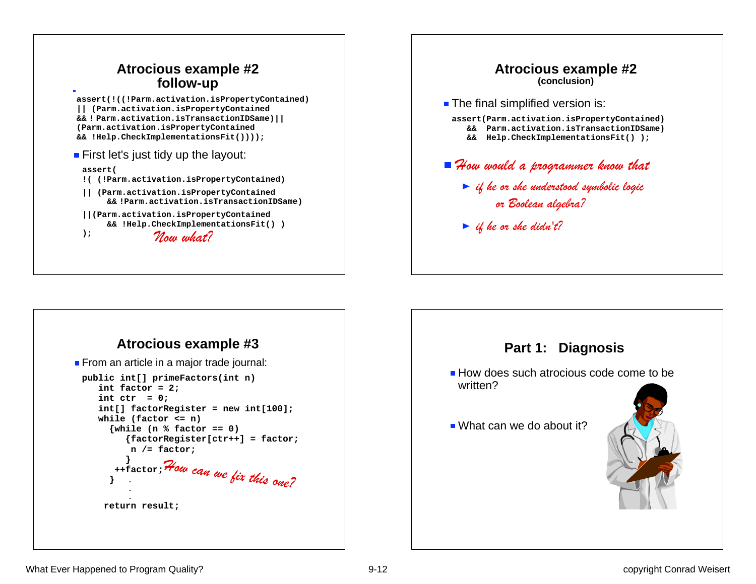## Atrocious example #2 follow-up

```
assert(!((!Parm.activation.isPropertyContained)
|| (Parm.activation.isPropertyContained
&& ! Parm.activation.isTransactionIDSame)||
(Parm.activation.isPropertyContained
&& !Help.CheckImplementationsFit())));
```

- First let's just tidy up the layout:

```
assert(
!( (!Parm.activation.isPropertyContained)
|| (Parm.activation.isPropertyContained
     && !Parm.activation.isTransactionIDSame)
||(Parm.activation.isPropertyContained
     && !Help.CheckImplementationsFit() )
);
```

*Now what?*

## Atrocious example #2 (conclusion)

- The final simplified version is:

```
assert(Parm.activation.isPropertyContained)
   &&  Parm.activation.isTransactionIDSame)
   &&  Help.CheckImplementationsFit() );
```

- *How would a programmer know that*
  - *if he or she understood symbolic logic or Boolean algebra?*
  - *if he or she didn't?*

## Atrocious example #3

- From an article in a major trade journal:

```
public int[] primeFactors(int n)
   int factor = 2;
   int ctr   = 0;
   int[] factorRegister = new int[100];
   while (factor <= n)
     {while (n % factor == 0)
        {factorRegister[ctr++] = factor;
         n /= factor;
        }
      ++factor;
     }  .
        .
        .
    return result;
```

*How can we fix this one?*

## Part 1: Diagnosis

- How does such atrocious code come to be written?
- What can we do about it?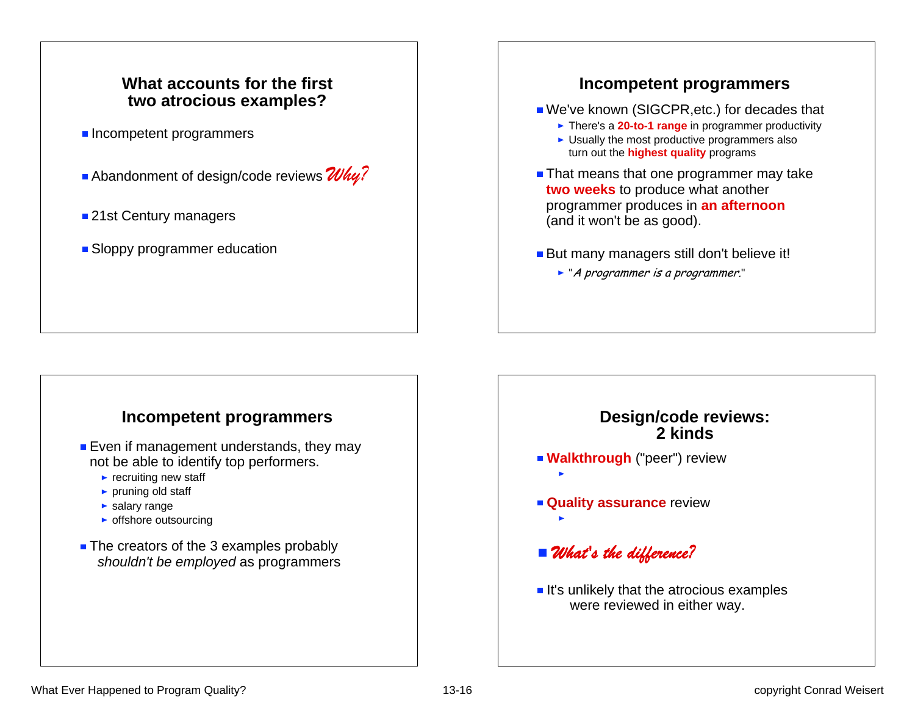## What accounts for the first two atrocious examples?

- Incompetent programmers
- Abandonment of design/code reviews *Why?*
- 21st Century managers
- Sloppy programmer education

## Incompetent programmers

- We've known (SIGCPR,etc.) for decades that
  - There's a **20-to-1 range** in programmer productivity
  - Usually the most productive programmers also turn out the **highest quality** programs
- That means that one programmer may take **two weeks** to produce what another programmer produces in **an afternoon** (and it won't be as good).
- But many managers still don't believe it!
  - "*A programmer is a programmer.*"

## Incompetent programmers

- Even if management understands, they may not be able to identify top performers.
  - recruiting new staff
  - pruning old staff
  - salary range
  - offshore outsourcing
- The creators of the 3 examples probably *shouldn't be employed* as programmers

## Design/code reviews: 2 kinds

- **Walkthrough** ("peer") review
  -
- **Quality assurance** review
  -
- ***What's the difference?***
- It's unlikely that the atrocious examples were reviewed in either way.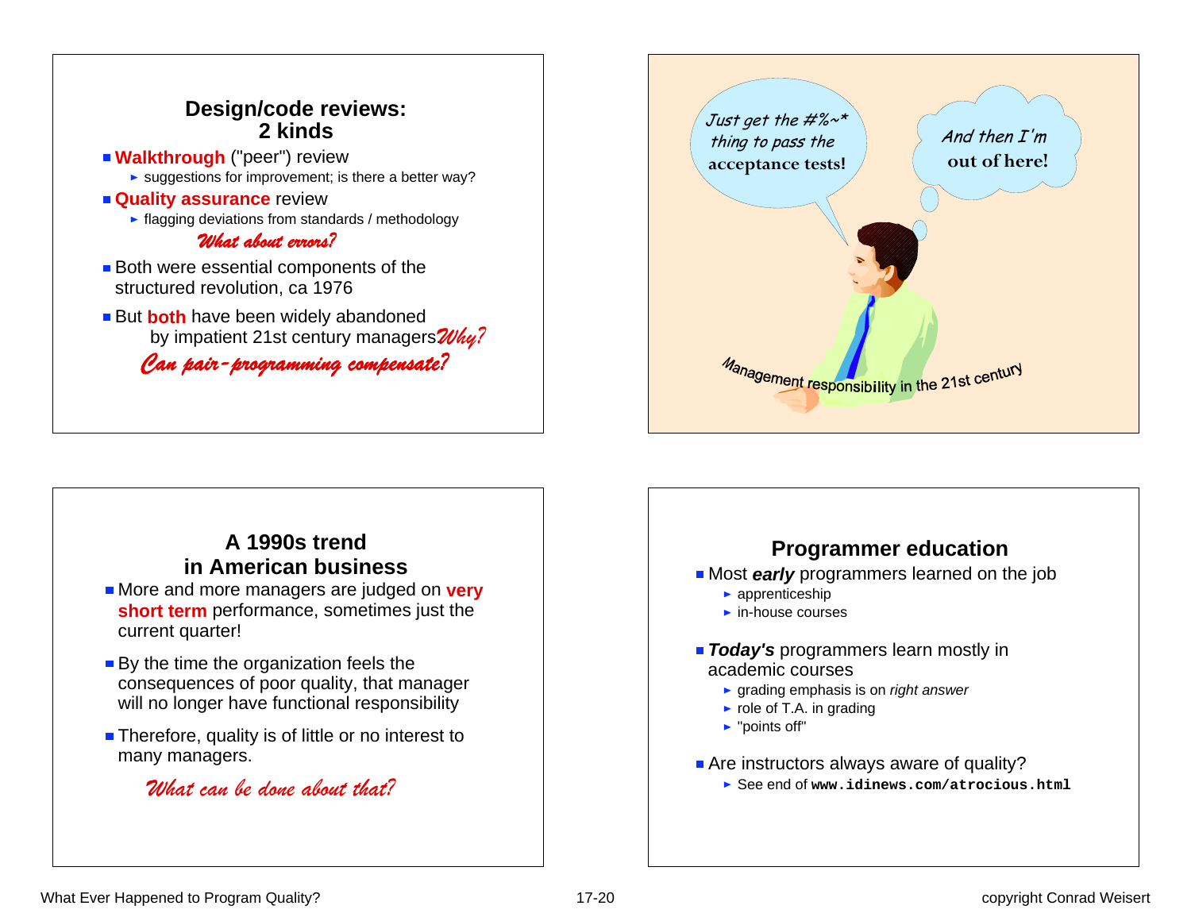## Design/code reviews: 2 kinds

- **Walkthrough** ("peer") review
  - suggestions for improvement; is there a better way?
- **Quality assurance** review
  - flagging deviations from standards / methodology

*What about errors?*

- Both were essential components of the structured revolution, ca 1976
- But **both** have been widely abandoned by impatient 21st century managers *Why?*

*Can pair-programming compensate?*

Just get the #%~* thing to pass the acceptance tests!

And then I'm out of here!

Management responsibility in the 21st century

## A 1990s trend in American business

- More and more managers are judged on **very short term** performance, sometimes just the current quarter!
- By the time the organization feels the consequences of poor quality, that manager will no longer have functional responsibility
- Therefore, quality is of little or no interest to many managers.

*What can be done about that?*

## Programmer education

- Most ***early*** programmers learned on the job
  - apprenticeship
  - in-house courses
- ***Today's*** programmers learn mostly in academic courses
  - grading emphasis is on *right answer*
  - role of T.A. in grading
  - "points off"
- Are instructors always aware of quality?
  - See end of **`www.idinews.com/atrocious.html`**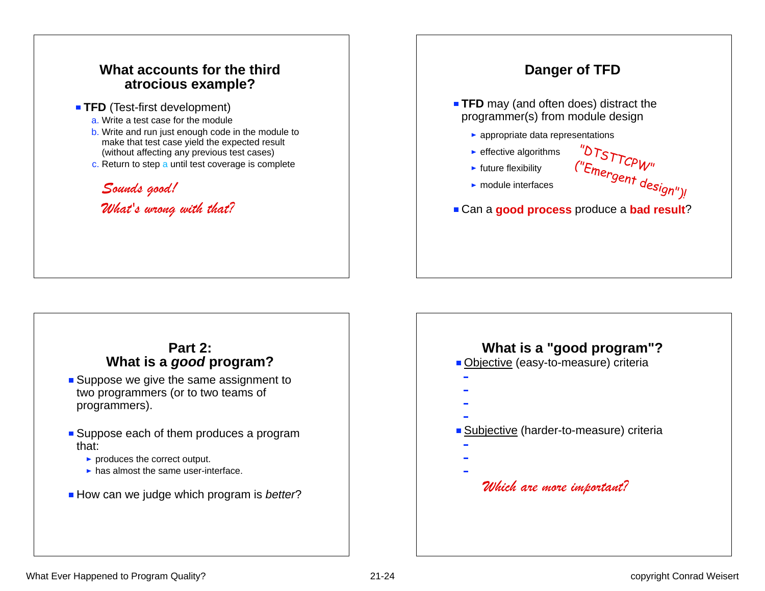## What accounts for the third atrocious example?

- **TFD** (Test-first development)
  - a. Write a test case for the module
  - b. Write and run just enough code in the module to make that test case yield the expected result (without affecting any previous test cases)
  - c. Return to step a until test coverage is complete

*Sounds good!*

*What's wrong with that?*

## Danger of TFD

- **TFD** may (and often does) distract the programmer(s) from module design
  - appropriate data representations
  - effective algorithms
  - future flexibility
  - module interfaces

"DTSTTCPW" ("Emergent design")!

- Can a **good process** produce a **bad result**?

## Part 2: What is a *good* program?

- Suppose we give the same assignment to two programmers (or to two teams of programmers).
- Suppose each of them produces a program that:
  - produces the correct output.
  - has almost the same user-interface.
- How can we judge which program is *better*?

## What is a "good program"?

- Objective (easy-to-measure) criteria
  - 
  - 
  - 
  - 
- Subjective (harder-to-measure) criteria
  - 
  - 
  - 

*Which are more important?*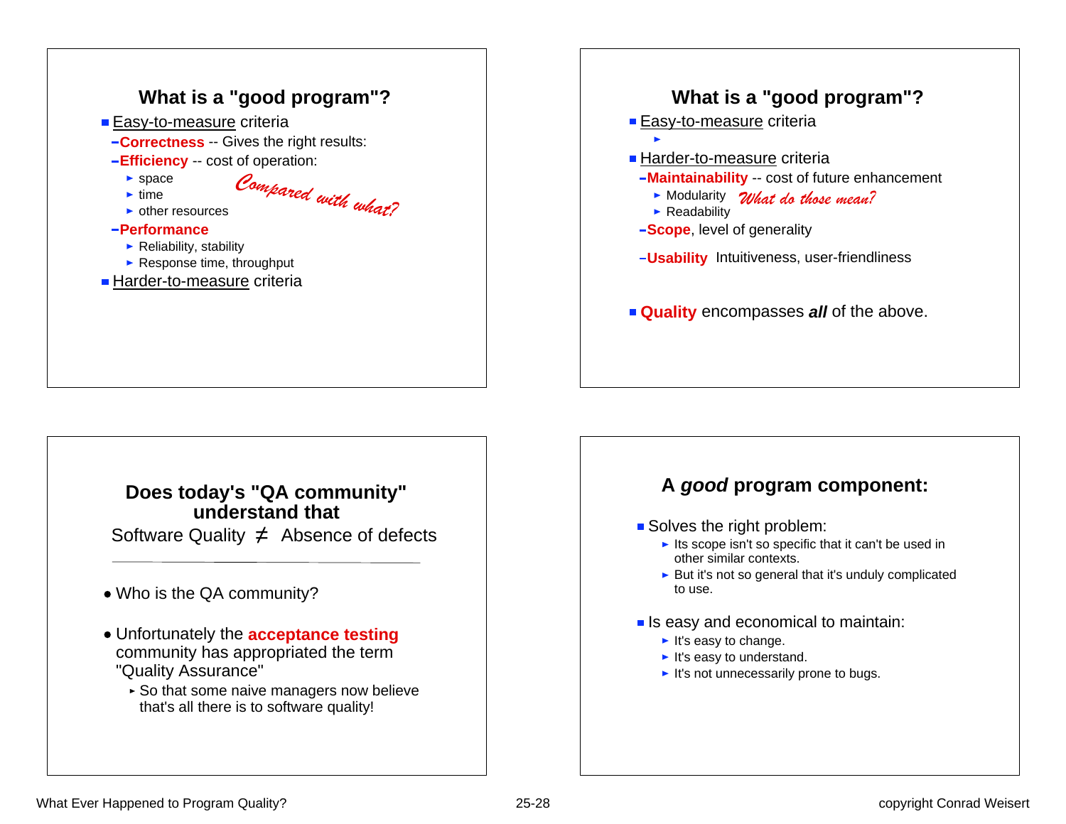## What is a "good program"?

- Easy-to-measure criteria
  - **Correctness** -- Gives the right results:
  - **Efficiency** -- cost of operation:
    - space
    - time
    - other resources

    *Compared with what?*
  - **Performance**
    - Reliability, stability
    - Response time, throughput
- Harder-to-measure criteria

## What is a "good program"?

- Easy-to-measure criteria
  - ►
- Harder-to-measure criteria
  - **Maintainability** -- cost of future enhancement
    - Modularity
    - Readability

    *What do those mean?*
  - **Scope**, level of generality
  - **Usability** Intuitiveness, user-friendliness
- **Quality** encompasses ***all*** of the above.

## Does today's "QA community" understand that

Software Quality $\neq$ Absence of defects

- Who is the QA community?
- Unfortunately the **acceptance testing** community has appropriated the term "Quality Assurance"
  - So that some naive managers now believe that's all there is to software quality!

## A *good* program component:

- Solves the right problem:
  - Its scope isn't so specific that it can't be used in other similar contexts.
  - But it's not so general that it's unduly complicated to use.
- Is easy and economical to maintain:
  - It's easy to change.
  - It's easy to understand.
  - It's not unnecessarily prone to bugs.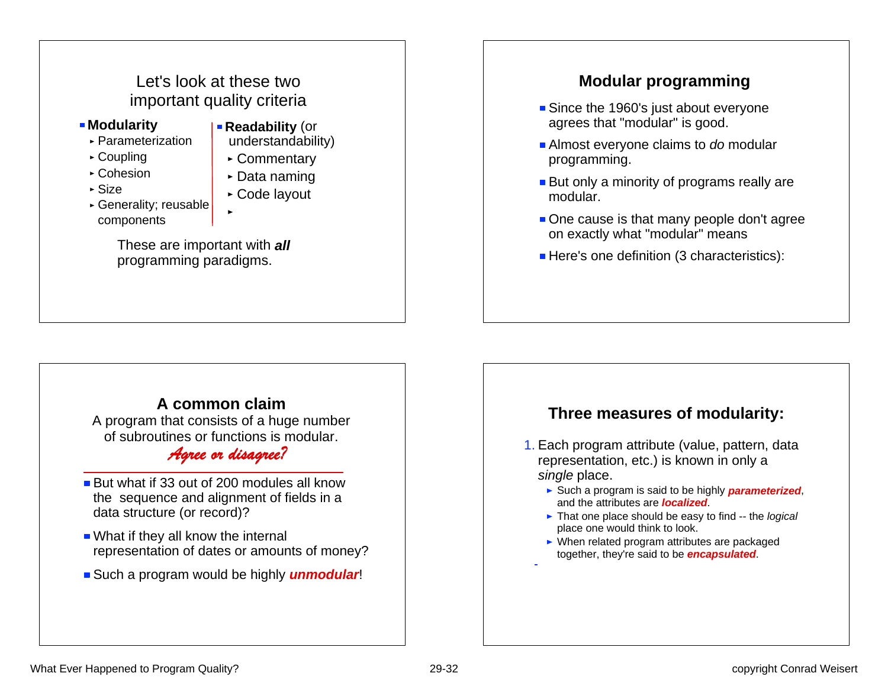## Let's look at these two important quality criteria

- **Modularity**
  - Parameterization
  - Coupling
  - Cohesion
  - Size
  - Generality; reusable components
- **Readability** (or understandability)
  - Commentary
  - Data naming
  - Code layout
  -

These are important with ***all*** programming paradigms.

## Modular programming

- Since the 1960's just about everyone agrees that "modular" is good.
- Almost everyone claims to *do* modular programming.
- But only a minority of programs really are modular.
- One cause is that many people don't agree on exactly what "modular" means
- Here's one definition (3 characteristics):

## A common claim

A program that consists of a huge number of subroutines or functions is modular.

*Agree or disagree?*

- But what if 33 out of 200 modules all know the sequence and alignment of fields in a data structure (or record)?
- What if they all know the internal representation of dates or amounts of money?
- Such a program would be highly ***unmodular***!

## Three measures of modularity:

1. Each program attribute (value, pattern, data representation, etc.) is known in only a *single* place.
   - Such a program is said to be highly ***parameterized***, and the attributes are ***localized***.
   - That one place should be easy to find -- the *logical* place one would think to look.
   - When related program attributes are packaged together, they're said to be ***encapsulated***.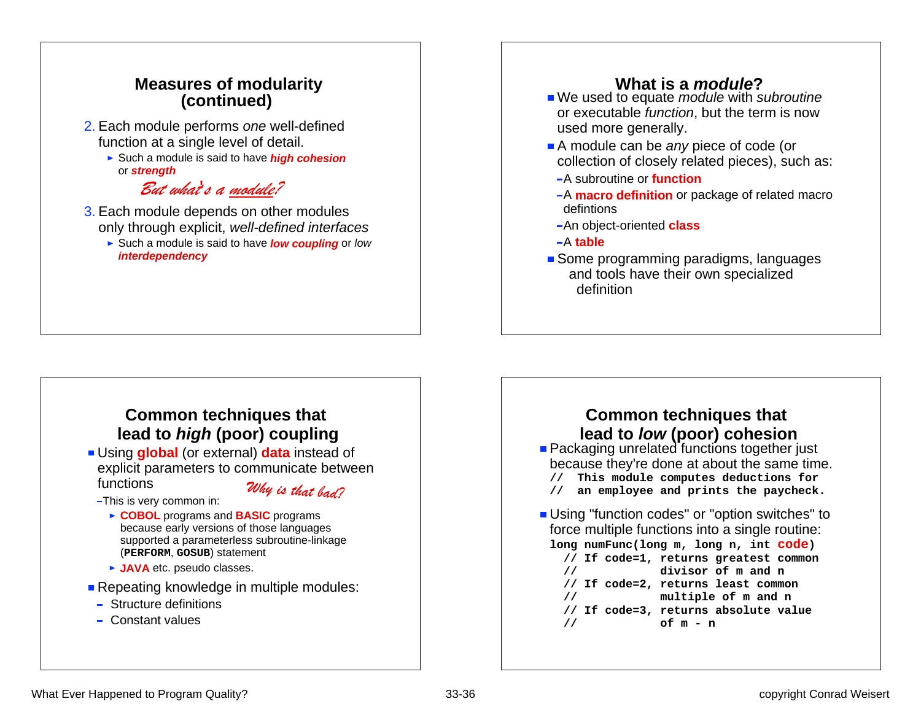## Measures of modularity (continued)

2. Each module performs *one* well-defined function at a single level of detail.
   - Such a module is said to have ***high cohesion*** or ***strength***

*But what's a module?*

3. Each module depends on other modules only through explicit, *well-defined interfaces*
   - Such a module is said to have ***low coupling*** or *low **interdependency***

## What is a *module*?

- We used to equate *module* with *subroutine* or executable *function*, but the term is now used more generally.
- A module can be *any* piece of code (or collection of closely related pieces), such as:
  - A subroutine or **function**
  - A **macro definition** or package of related macro defintions
  - An object-oriented **class**
  - A **table**
- Some programming paradigms, languages and tools have their own specialized definition

## Common techniques that lead to *high* (poor) coupling

- Using **global** (or external) **data** instead of explicit parameters to communicate between functions *Why is that bad?*
  - This is very common in:
    - **COBOL** programs and **BASIC** programs because early versions of those languages supported a parameterless subroutine-linkage (`PERFORM`, `GOSUB`) statement
    - **JAVA** etc. pseudo classes.
- Repeating knowledge in multiple modules:
  - Structure definitions
  - Constant values

## Common techniques that lead to *low* (poor) cohesion

- Packaging unrelated functions together just because they're done at about the same time.

```
//  This module computes deductions for
//  an employee and prints the paycheck.
```

- Using "function codes" or "option switches" to force multiple functions into a single routine:

```
long numFunc(long m, long n, int code)
  // If code=1, returns greatest common
  //            divisor of m and n
  // If code=2, returns least common
  //            multiple of m and n
  // If code=3, returns absolute value
  //            of m - n
```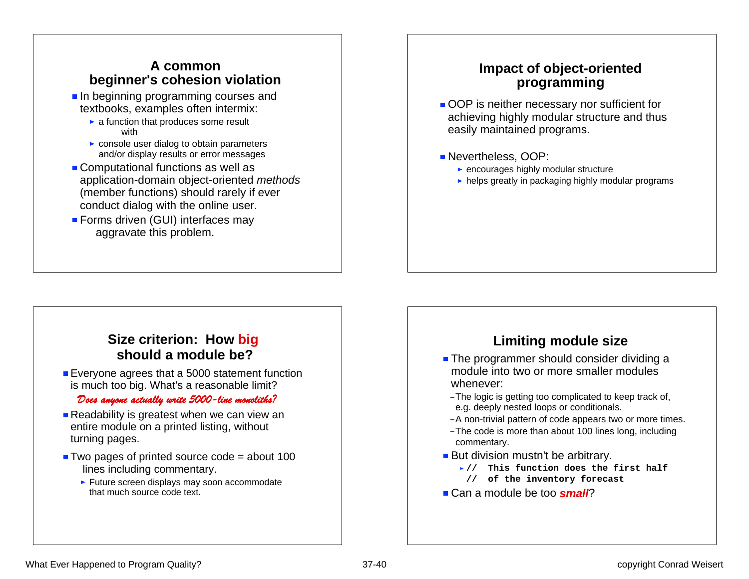## A common beginner's cohesion violation

- In beginning programming courses and textbooks, examples often intermix:
  - a function that produces some result
    with
  - console user dialog to obtain parameters and/or display results or error messages
- Computational functions as well as application-domain object-oriented *methods* (member functions) should rarely if ever conduct dialog with the online user.
- Forms driven (GUI) interfaces may aggravate this problem.

## Impact of object-oriented programming

- OOP is neither necessary nor sufficient for achieving highly modular structure and thus easily maintained programs.
- Nevertheless, OOP:
  - encourages highly modular structure
  - helps greatly in packaging highly modular programs

## Size criterion: How big should a module be?

- Everyone agrees that a 5000 statement function is much too big. What's a reasonable limit?

  *Does anyone actually write 5000-line monoliths?*
- Readability is greatest when we can view an entire module on a printed listing, without turning pages.
- Two pages of printed source code = about 100 lines including commentary.
  - Future screen displays may soon accommodate that much source code text.

## Limiting module size

- The programmer should consider dividing a module into two or more smaller modules whenever:
  - The logic is getting too complicated to keep track of, e.g. deeply nested loops or conditionals.
  - A non-trivial pattern of code appears two or more times.
  - The code is more than about 100 lines long, including commentary.
- But division mustn't be arbitrary.

```
//  This function does the first half
//  of the inventory forecast
```

- Can a module be too ***small***?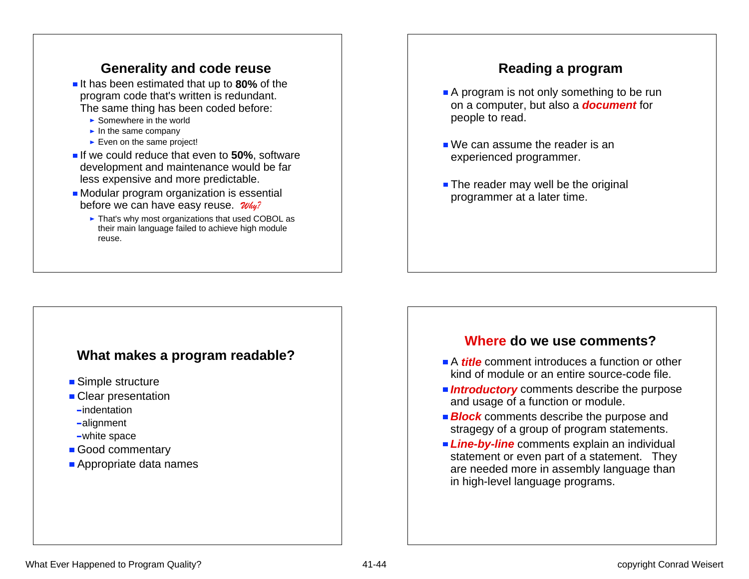## Generality and code reuse

- It has been estimated that up to **80%** of the program code that's written is redundant. The same thing has been coded before:
  - Somewhere in the world
  - In the same company
  - Even on the same project!
- If we could reduce that even to **50%**, software development and maintenance would be far less expensive and more predictable.
- Modular program organization is essential before we can have easy reuse. *Why?*
  - That's why most organizations that used COBOL as their main language failed to achieve high module reuse.

## Reading a program

- A program is not only something to be run on a computer, but also a ***document*** for people to read.
- We can assume the reader is an experienced programmer.
- The reader may well be the original programmer at a later time.

## What makes a program readable?

- Simple structure
- Clear presentation
  - indentation
  - alignment
  - white space
- Good commentary
- Appropriate data names

## Where do we use comments?

- A ***title*** comment introduces a function or other kind of module or an entire source-code file.
- ***Introductory*** comments describe the purpose and usage of a function or module.
- ***Block*** comments describe the purpose and stragegy of a group of program statements.
- ***Line-by-line*** comments explain an individual statement or even part of a statement. They are needed more in assembly language than in high-level language programs.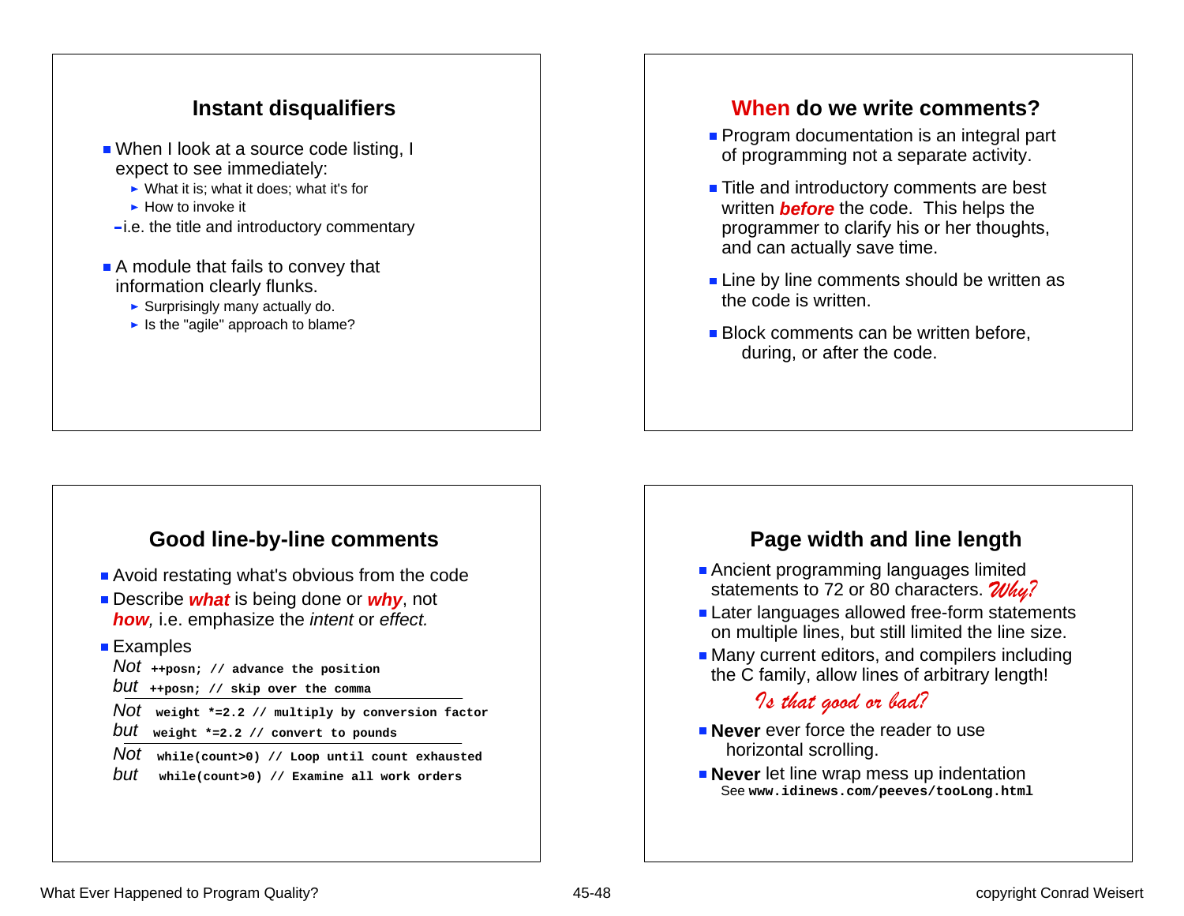## Instant disqualifiers

- When I look at a source code listing, I expect to see immediately:
  - What it is; what it does; what it's for
  - How to invoke it
- i.e. the title and introductory commentary

- A module that fails to convey that information clearly flunks.
  - Surprisingly many actually do.
  - Is the "agile" approach to blame?

## **When** do we write comments?

- Program documentation is an integral part of programming not a separate activity.
- Title and introductory comments are best written ***before*** the code. This helps the programmer to clarify his or her thoughts, and can actually save time.
- Line by line comments should be written as the code is written.
- Block comments can be written before, during, or after the code.

## Good line-by-line comments

- Avoid restating what's obvious from the code
- Describe ***what*** is being done or ***why***, not ***how***, i.e. emphasize the *intent* or *effect.*
- Examples

*Not* `++posn; // advance the position`
*but* `++posn; // skip over the comma`

*Not* `weight *=2.2 // multiply by conversion factor`
*but* `weight *=2.2 // convert to pounds`

*Not* `while(count>0) // Loop until count exhausted`
*but* `while(count>0) // Examine all work orders`

## Page width and line length

- Ancient programming languages limited statements to 72 or 80 characters. *Why?*
- Later languages allowed free-form statements on multiple lines, but still limited the line size.
- Many current editors, and compilers including the C family, allow lines of arbitrary length!

*Is that good or bad?*

- **Never** ever force the reader to use horizontal scrolling.
- **Never** let line wrap mess up indentation
  See **`www.idinews.com/peeves/tooLong.html`**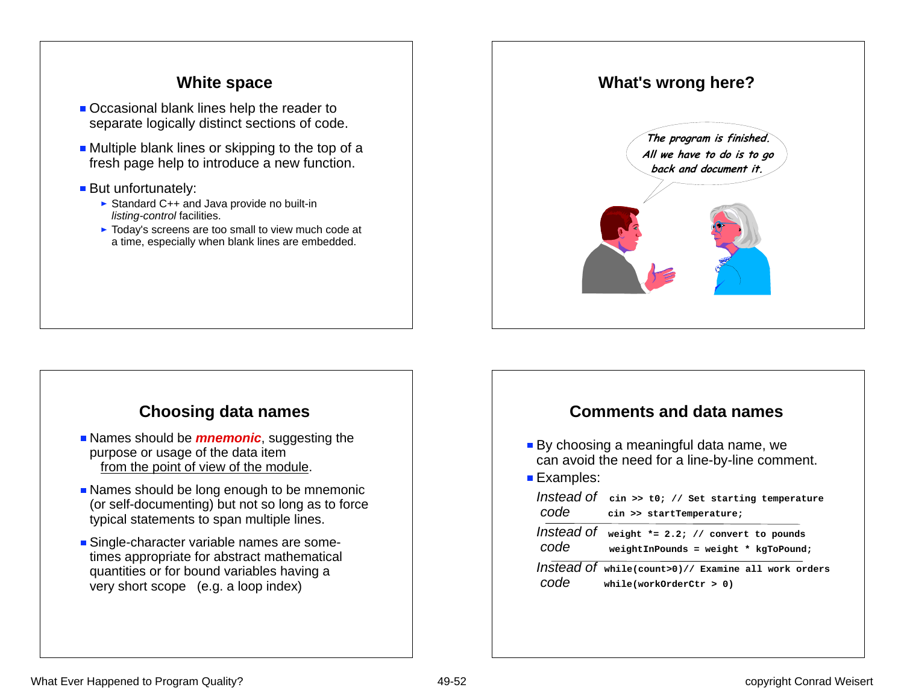## White space

- Occasional blank lines help the reader to separate logically distinct sections of code.
- Multiple blank lines or skipping to the top of a fresh page help to introduce a new function.
- But unfortunately:
  - Standard C++ and Java provide no built-in *listing-control* facilities.
  - Today's screens are too small to view much code at a time, especially when blank lines are embedded.

## What's wrong here?

*The program is finished. All we have to do is to go back and document it.*

## Choosing data names

- Names should be ***mnemonic***, suggesting the purpose or usage of the data item from the point of view of the module.
- Names should be long enough to be mnemonic (or self-documenting) but not so long as to force typical statements to span multiple lines.
- Single-character variable names are sometimes appropriate for abstract mathematical quantities or for bound variables having a very short scope (e.g. a loop index)

## Comments and data names

- By choosing a meaningful data name, we can avoid the need for a line-by-line comment.
- Examples:

| | |
|---|---|
| *Instead of* | `cin >> t0; // Set starting temperature` |
| *code* | `cin >> startTemperature;` |
| *Instead of* | `weight *= 2.2; // convert to pounds` |
| *code* | `weightInPounds = weight * kgToPound;` |
| *Instead of* | `while(count>0)// Examine all work orders` |
| *code* | `while(workOrderCtr > 0)` |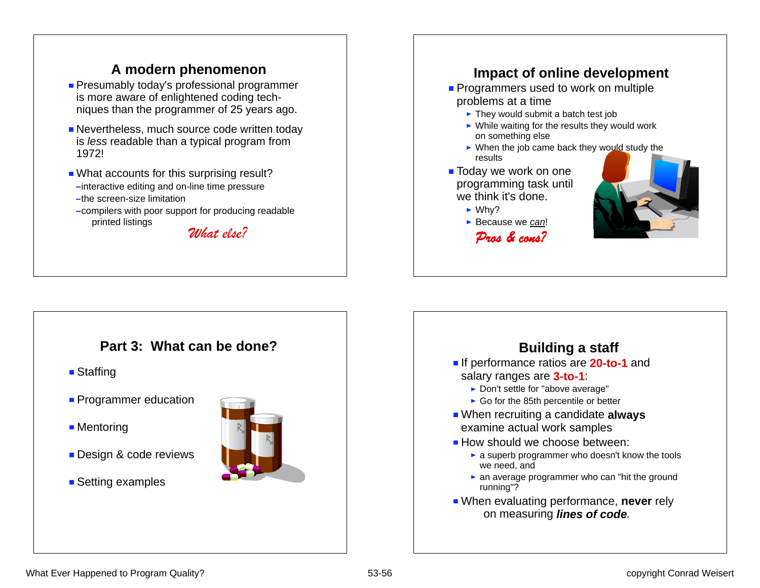## A modern phenomenon

- Presumably today's professional programmer is more aware of enlightened coding techniques than the programmer of 25 years ago.
- Nevertheless, much source code written today is *less* readable than a typical program from 1972!
- What accounts for this surprising result?
  - –interactive editing and on-line time pressure
  - –the screen-size limitation
  - –compilers with poor support for producing readable printed listings

*What else?*

## Impact of online development

- Programmers used to work on multiple problems at a time
  - They would submit a batch test job
  - While waiting for the results they would work on something else
  - When the job came back they would study the results
- Today we work on one programming task until we think it's done.
  - Why?
  - Because we *can*!

*Pros & cons?*

## Part 3: What can be done?

- Staffing
- Programmer education
- Mentoring
- Design & code reviews
- Setting examples

## Building a staff

- If performance ratios are **20-to-1** and salary ranges are **3-to-1**:
  - Don't settle for "above average"
  - Go for the 85th percentile or better
- When recruiting a candidate **always** examine actual work samples
- How should we choose between:
  - a superb programmer who doesn't know the tools we need, and
  - an average programmer who can "hit the ground running"?
- When evaluating performance, **never** rely on measuring ***lines of code***.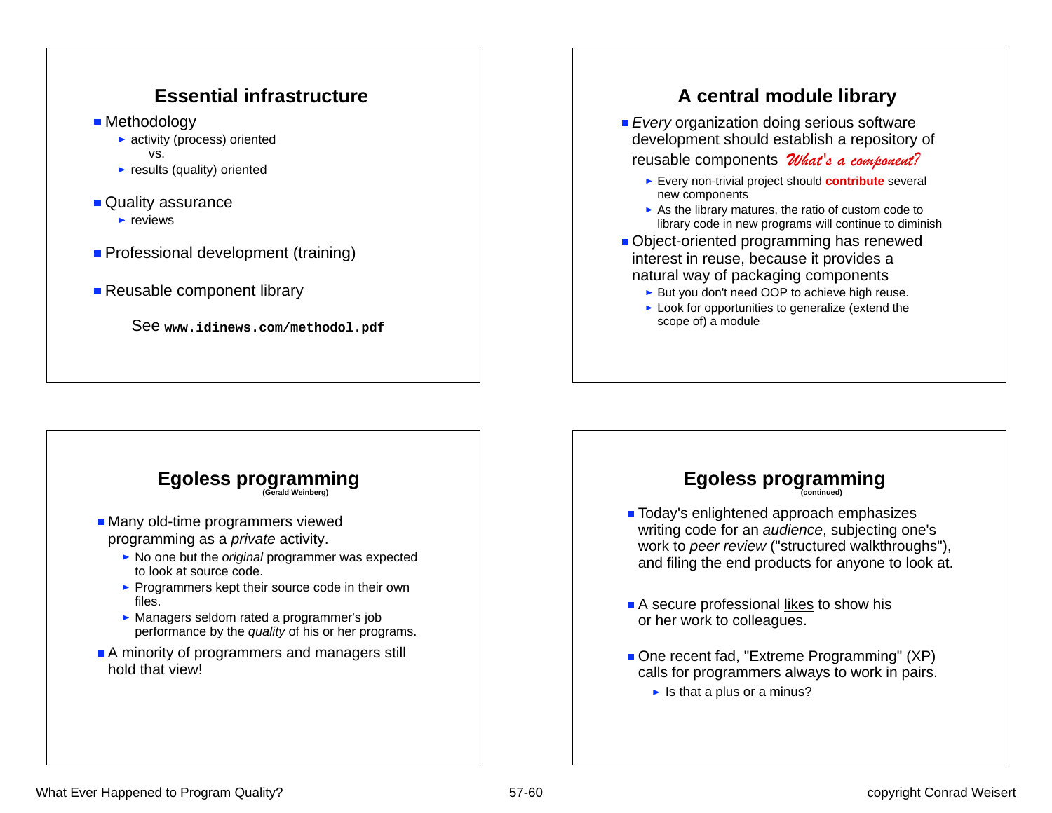## Essential infrastructure

- Methodology
  - activity (process) oriented
    vs.
  - results (quality) oriented
- Quality assurance
  - reviews
- Professional development (training)
- Reusable component library

See **`www.idinews.com/methodol.pdf`**

## A central module library

- *Every* organization doing serious software development should establish a repository of reusable components *What's a component?*
  - Every non-trivial project should **contribute** several new components
  - As the library matures, the ratio of custom code to library code in new programs will continue to diminish
- Object-oriented programming has renewed interest in reuse, because it provides a natural way of packaging components
  - But you don't need OOP to achieve high reuse.
  - Look for opportunities to generalize (extend the scope of) a module

## Egoless programming

**(Gerald Weinberg)**

- Many old-time programmers viewed programming as a *private* activity.
  - No one but the *original* programmer was expected to look at source code.
  - Programmers kept their source code in their own files.
  - Managers seldom rated a programmer's job performance by the *quality* of his or her programs.
- A minority of programmers and managers still hold that view!

## Egoless programming

**(continued)**

- Today's enlightened approach emphasizes writing code for an *audience*, subjecting one's work to *peer review* ("structured walkthroughs"), and filing the end products for anyone to look at.
- A secure professional <u>likes</u> to show his or her work to colleagues.
- One recent fad, "Extreme Programming" (XP) calls for programmers always to work in pairs.
  - Is that a plus or a minus?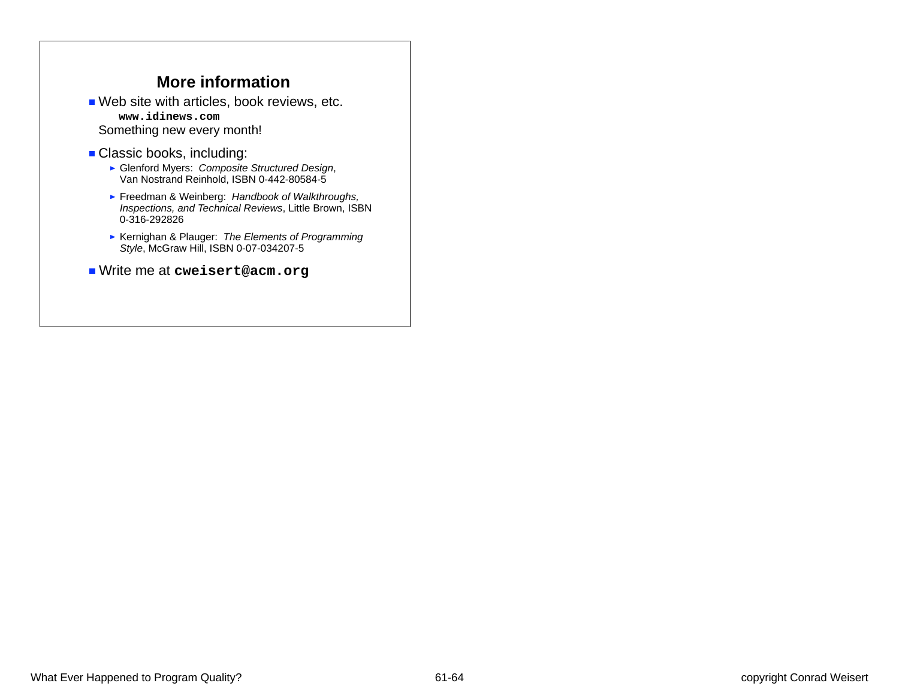## More information

- Web site with articles, book reviews, etc.
  **`www.idinews.com`**
  Something new every month!
- Classic books, including:
  - Glenford Myers: *Composite Structured Design*, Van Nostrand Reinhold, ISBN 0-442-80584-5
  - Freedman & Weinberg: *Handbook of Walkthroughs, Inspections, and Technical Reviews*, Little Brown, ISBN 0-316-292826
  - Kernighan & Plauger: *The Elements of Programming Style*, McGraw Hill, ISBN 0-07-034207-5
- Write me at **`cweisert@acm.org`**